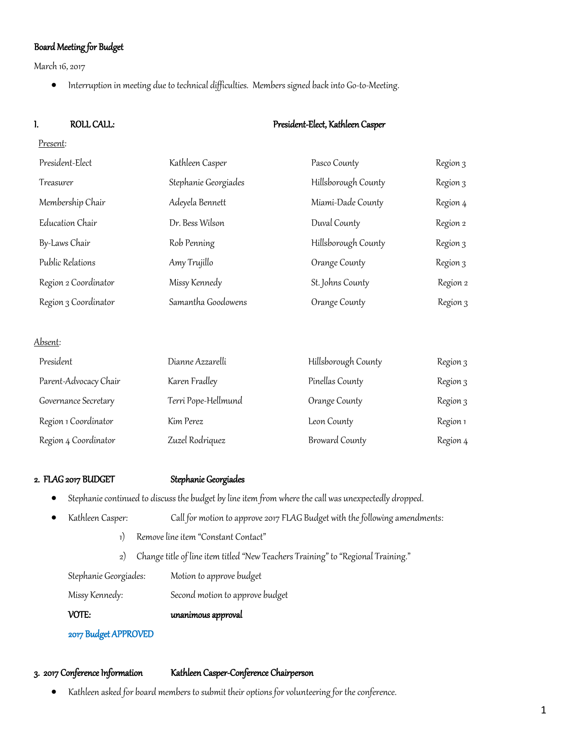**Board Meeting for Budget**

March 16, 2017

- Interruption in meeting due to technical difficulties. Members signed back into Go-to-Meeting.

## 1. ROLL CALL: President-Elect, Kathleen Casper

Present:

| | | | |
|---|---|---|---|
| President-Elect | Kathleen Casper | Pasco County | Region 3 |
| Treasurer | Stephanie Georgiades | Hillsborough County | Region 3 |
| Membership Chair | Adeyela Bennett | Miami-Dade County | Region 4 |
| Education Chair | Dr. Bess Wilson | Duval County | Region 2 |
| By-Laws Chair | Rob Penning | Hillsborough County | Region 3 |
| Public Relations | Amy Trujillo | Orange County | Region 3 |
| Region 2 Coordinator | Missy Kennedy | St. Johns County | Region 2 |
| Region 3 Coordinator | Samantha Goodowens | Orange County | Region 3 |

Absent:

| | | | |
|---|---|---|---|
| President | Dianne Azzarelli | Hillsborough County | Region 3 |
| Parent-Advocacy Chair | Karen Fradley | Pinellas County | Region 3 |
| Governance Secretary | Terri Pope-Hellmund | Orange County | Region 3 |
| Region 1 Coordinator | Kim Perez | Leon County | Region 1 |
| Region 4 Coordinator | Zuzel Rodriquez | Broward County | Region 4 |

## 2. FLAG 2017 BUDGET Stephanie Georgiades

- Stephanie continued to discuss the budget by line item from where the call was unexpectedly dropped.
- Kathleen Casper: Call for motion to approve 2017 FLAG Budget with the following amendments:
  1) Remove line item "Constant Contact"
  2) Change title of line item titled "New Teachers Training" to "Regional Training."

  Stephanie Georgiades: Motion to approve budget

  Missy Kennedy: Second motion to approve budget

  **VOTE:** **unanimous approval**

  **2017 Budget APPROVED**

## 3. 2017 Conference Information Kathleen Casper-Conference Chairperson

- Kathleen asked for board members to submit their options for volunteering for the conference.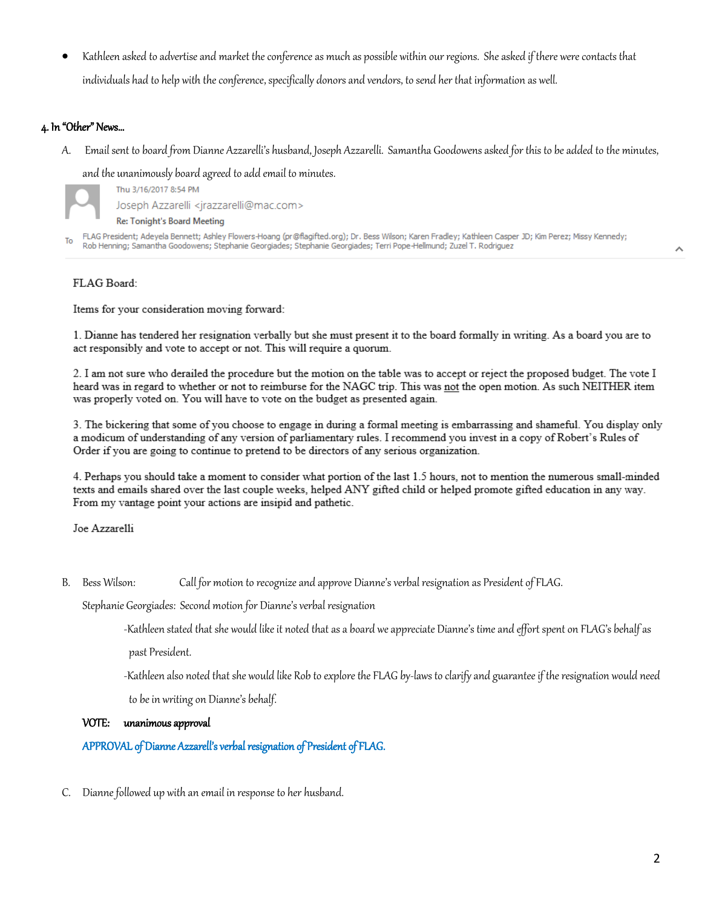- Kathleen asked to advertise and market the conference as much as possible within our regions. She asked if there were contacts that individuals had to help with the conference, specifically donors and vendors, to send her that information as well.

#### 4. In "Other" News…

A. Email sent to board from Dianne Azzarelli's husband, Joseph Azzarelli. Samantha Goodowens asked for this to be added to the minutes, and the unanimously board agreed to add email to minutes.

Thu 3/16/2017 8:54 PM

Joseph Azzarelli <jrazzarelli@mac.com>

Re: Tonight's Board Meeting

To FLAG President; Adeyela Bennett; Ashley Flowers-Hoang (pr@flagifted.org); Dr. Bess Wilson; Karen Fradley; Kathleen Casper JD; Kim Perez; Missy Kennedy; Rob Henning; Samantha Goodowens; Stephanie Georgiades; Stephanie Georgiades; Terri Pope-Hellmund; Zuzel T. Rodriguez

FLAG Board:

Items for your consideration moving forward:

1. Dianne has tendered her resignation verbally but she must present it to the board formally in writing. As a board you are to act responsibly and vote to accept or not. This will require a quorum.

2. I am not sure who derailed the procedure but the motion on the table was to accept or reject the proposed budget. The vote I heard was in regard to whether or not to reimburse for the NAGC trip. This was <u>not</u> the open motion. As such NEITHER item was properly voted on. You will have to vote on the budget as presented again.

3. The bickering that some of you choose to engage in during a formal meeting is embarrassing and shameful. You display only a modicum of understanding of any version of parliamentary rules. I recommend you invest in a copy of Robert's Rules of Order if you are going to continue to pretend to be directors of any serious organization.

4. Perhaps you should take a moment to consider what portion of the last 1.5 hours, not to mention the numerous small-minded texts and emails shared over the last couple weeks, helped ANY gifted child or helped promote gifted education in any way. From my vantage point your actions are insipid and pathetic.

Joe Azzarelli

B. Bess Wilson: Call for motion to recognize and approve Dianne's verbal resignation as President of FLAG.

Stephanie Georgiades: Second motion for Dianne's verbal resignation

-Kathleen stated that she would like it noted that as a board we appreciate Dianne's time and effort spent on FLAG's behalf as past President.

-Kathleen also noted that she would like Rob to explore the FLAG by-laws to clarify and guarantee if the resignation would need to be in writing on Dianne's behalf.

**VOTE:** ***unanimous approval***

APPROVAL of Dianne Azzarell's verbal resignation of President of FLAG.

C. Dianne followed up with an email in response to her husband.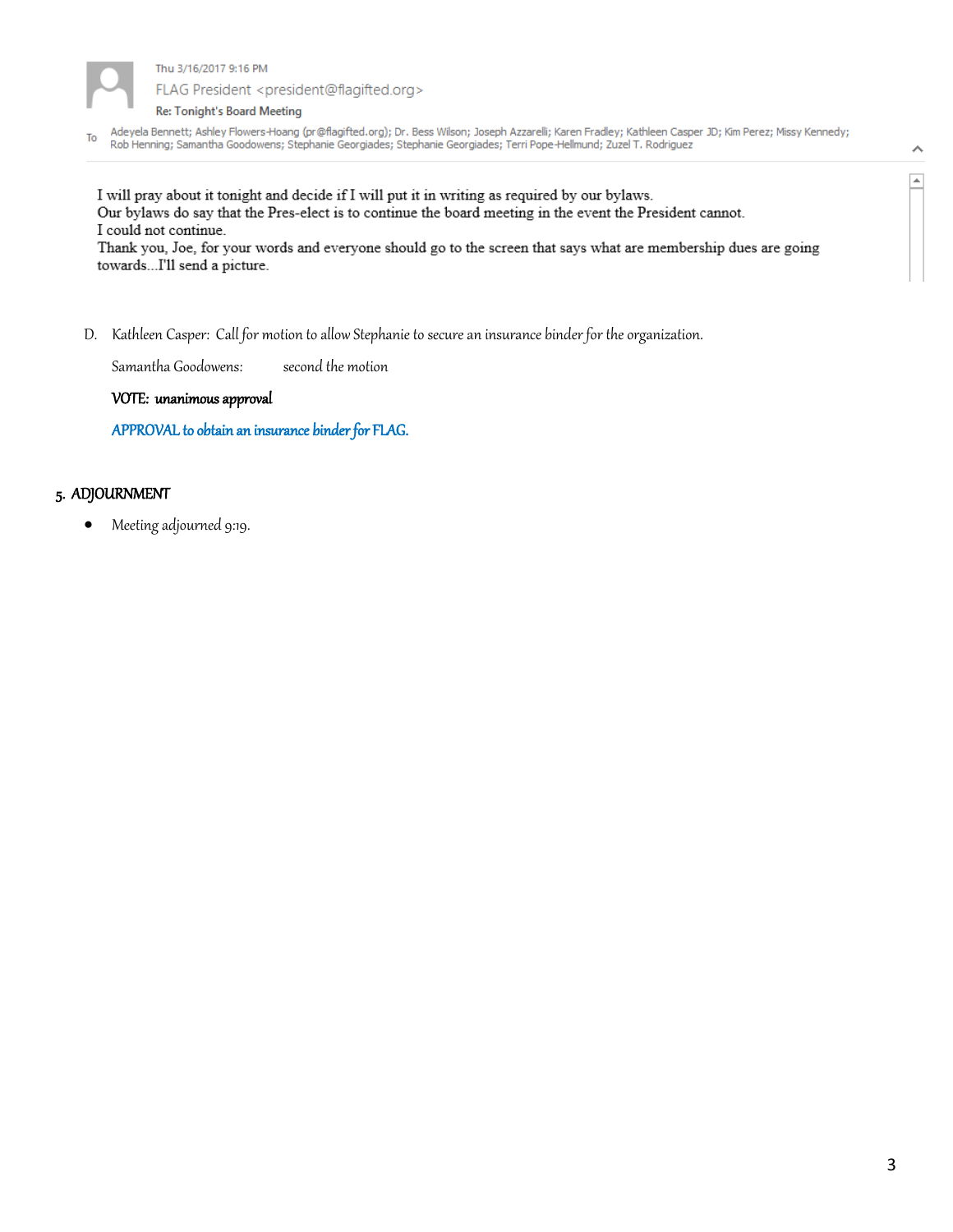Thu 3/16/2017 9:16 PM

FLAG President <president@flagifted.org>

Re: Tonight's Board Meeting

To Adeyela Bennett; Ashley Flowers-Hoang (pr@flagifted.org); Dr. Bess Wilson; Joseph Azzarelli; Karen Fradley; Kathleen Casper JD; Kim Perez; Missy Kennedy; Rob Henning; Samantha Goodowens; Stephanie Georgiades; Stephanie Georgiades; Terri Pope-Hellmund; Zuzel T. Rodriguez

I will pray about it tonight and decide if I will put it in writing as required by our bylaws.
Our bylaws do say that the Pres-elect is to continue the board meeting in the event the President cannot.
I could not continue.
Thank you, Joe, for your words and everyone should go to the screen that says what are membership dues are going towards...I'll send a picture.

D. Kathleen Casper: Call for motion to allow Stephanie to secure an insurance binder for the organization.

Samantha Goodowens: second the motion

**VOTE: unanimous approval**

**APPROVAL to obtain an insurance binder for FLAG.**

## 5. ADJOURNMENT

- Meeting adjourned 9:19.